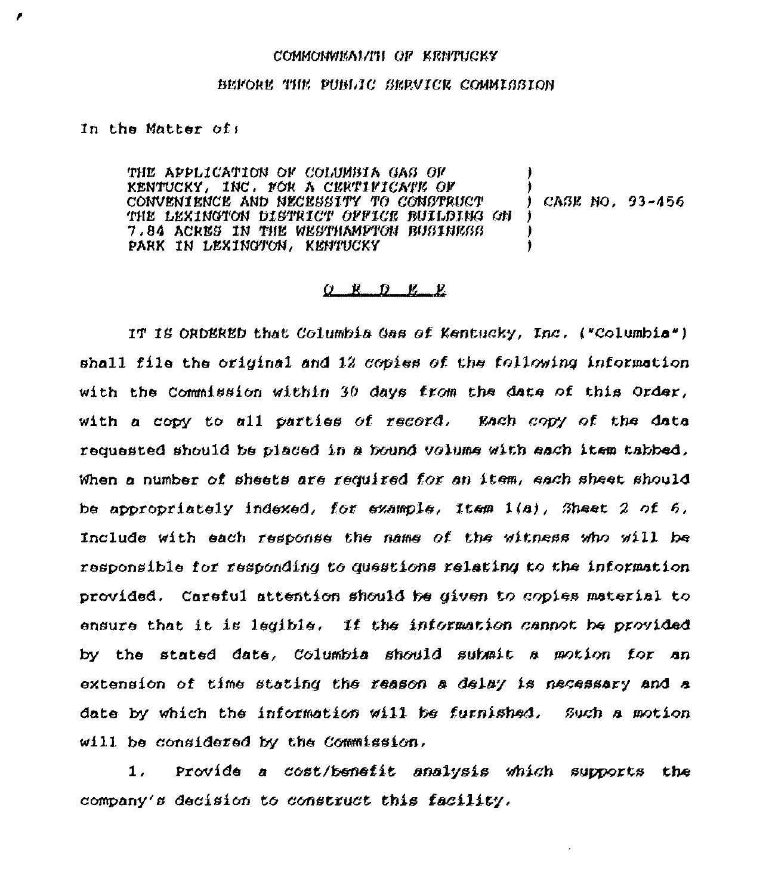COMMONWEALTH OF KENTUCKY

BEFORE THE PUBLIC SERVICE COMMISSION

In the Matter of:

| | | |
|---|---|---|
| THE APPLICATION OF COLUMBIA GAS OF KENTUCKY, INC. FOR A CERTIFICATE OF CONVENIENCE AND NECESSITY TO CONSTRUCT THE LEXINGTON DISTRICT OFFICE BUILDING ON 7.84 ACRES IN THE WESTHAMPTON BUSINESS PARK IN LEXINGTON, KENTUCKY | ) | CASE NO. 93-456 |

## O R D E R

IT IS ORDERED that Columbia Gas of Kentucky, Inc. ("Columbia") shall file the original and 12 copies of the following information with the Commission within 30 days from the date of this Order, with a copy to all parties of record. Each copy of the data requested should be placed in a bound volume with each item tabbed. When a number of sheets are required for an item, each sheet should be appropriately indexed, for example, Item 1(a), Sheet 2 of 6. Include with each response the name of the witness who will be responsible for responding to questions relating to the information provided. Careful attention should be given to copies material to ensure that it is legible. If the information cannot be provided by the stated date, Columbia should submit a motion for an extension of time stating the reason a delay is necessary and a date by which the information will be furnished. Such a motion will be considered by the Commission.

1. Provide a cost/benefit analysis which supports the company's decision to construct this facility.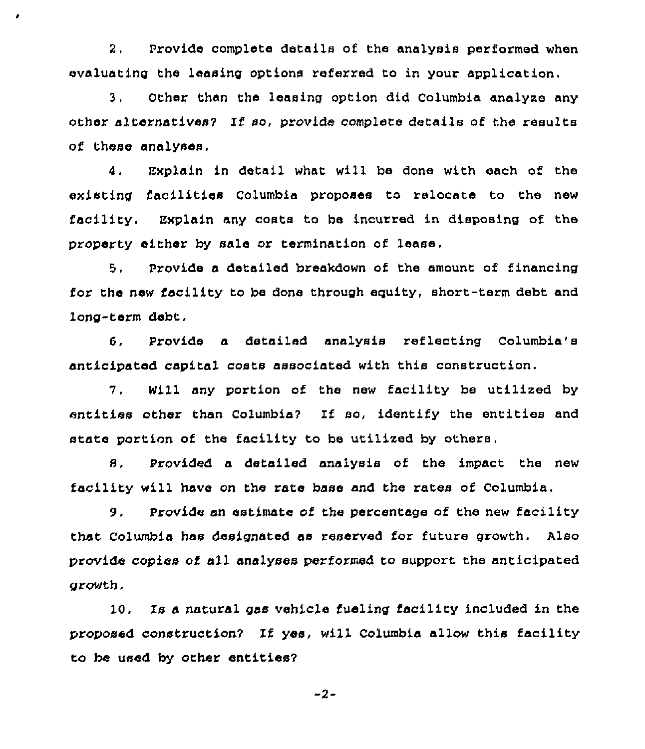2. Provide complete details of the analysis performed when evaluating the leasing options referred to in your application.

3. Other than the leasing option did Columbia analyze any other alternatives? If so, provide complete details of the results of these analyses.

4. Explain in detail what will be done with each of the existing facilities Columbia proposes to relocate to the new facility. Explain any costs to be incurred in disposing of the property either by sale or termination of lease.

5. Provide a detailed breakdown of the amount of financing for the new facility to be done through equity, short-term debt and long-term debt.

6. Provide a detailed analysis reflecting Columbia's anticipated capital costs associated with this construction.

7. Will any portion of the new facility be utilized by entities other than Columbia? If so, identify the entities and state portion of the facility to be utilized by others.

8. Provided a detailed analysis of the impact the new facility will have on the rate base and the rates of Columbia.

9. Provide an estimate of the percentage of the new facility that Columbia has designated as reserved for future growth. Also provide copies of all analyses performed to support the anticipated growth.

10. Is a natural gas vehicle fueling facility included in the proposed construction? If yes, will Columbia allow this facility to be used by other entities?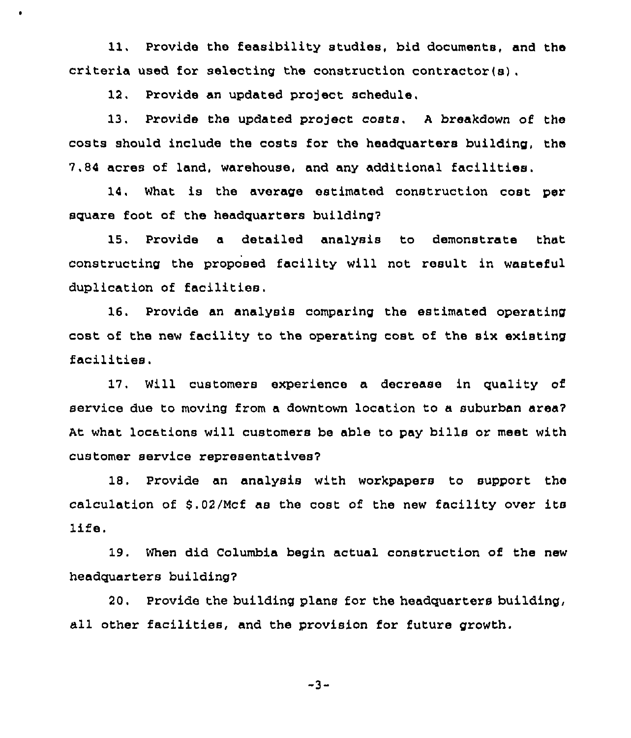11. Provide the feasibility studies, bid documents, and the criteria used for selecting the construction contractor(s).

12. Provide an updated project schedule.

13. Provide the updated project costs. A breakdown of the costs should include the costs for the headquarters building, the 7.84 acres of land, warehouse, and any additional facilities.

14. What is the average estimated construction cost per square foot of the headquarters building?

15. Provide a detailed analysis to demonstrate that constructing the proposed facility will not result in wasteful duplication of facilities.

16. Provide an analysis comparing the estimated operating cost of the new facility to the operating cost of the six existing facilities.

17. Will customers experience a decrease in quality of service due to moving from a downtown location to a suburban area? At what locations will customers be able to pay bills or meet with customer service representatives?

18. Provide an analysis with workpapers to support the calculation of $.02/Mcf as the cost of the new facility over its life.

19. When did Columbia begin actual construction of the new headquarters building?

20. Provide the building plans for the headquarters building, all other facilities, and the provision for future growth.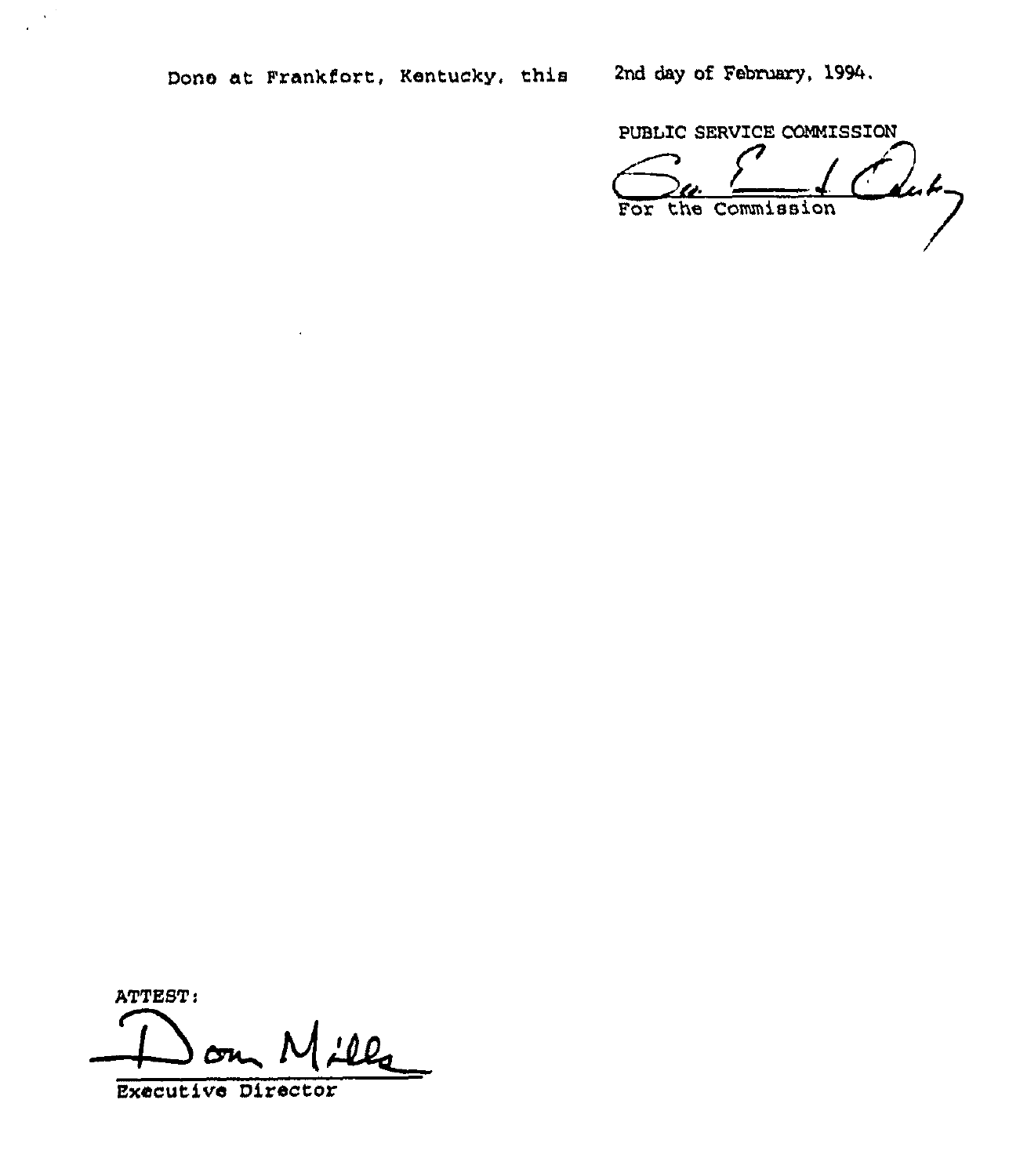Done at Frankfort, Kentucky, this 2nd day of February, 1994.

PUBLIC SERVICE COMMISSION

For the Commission

ATTEST:

Executive Director